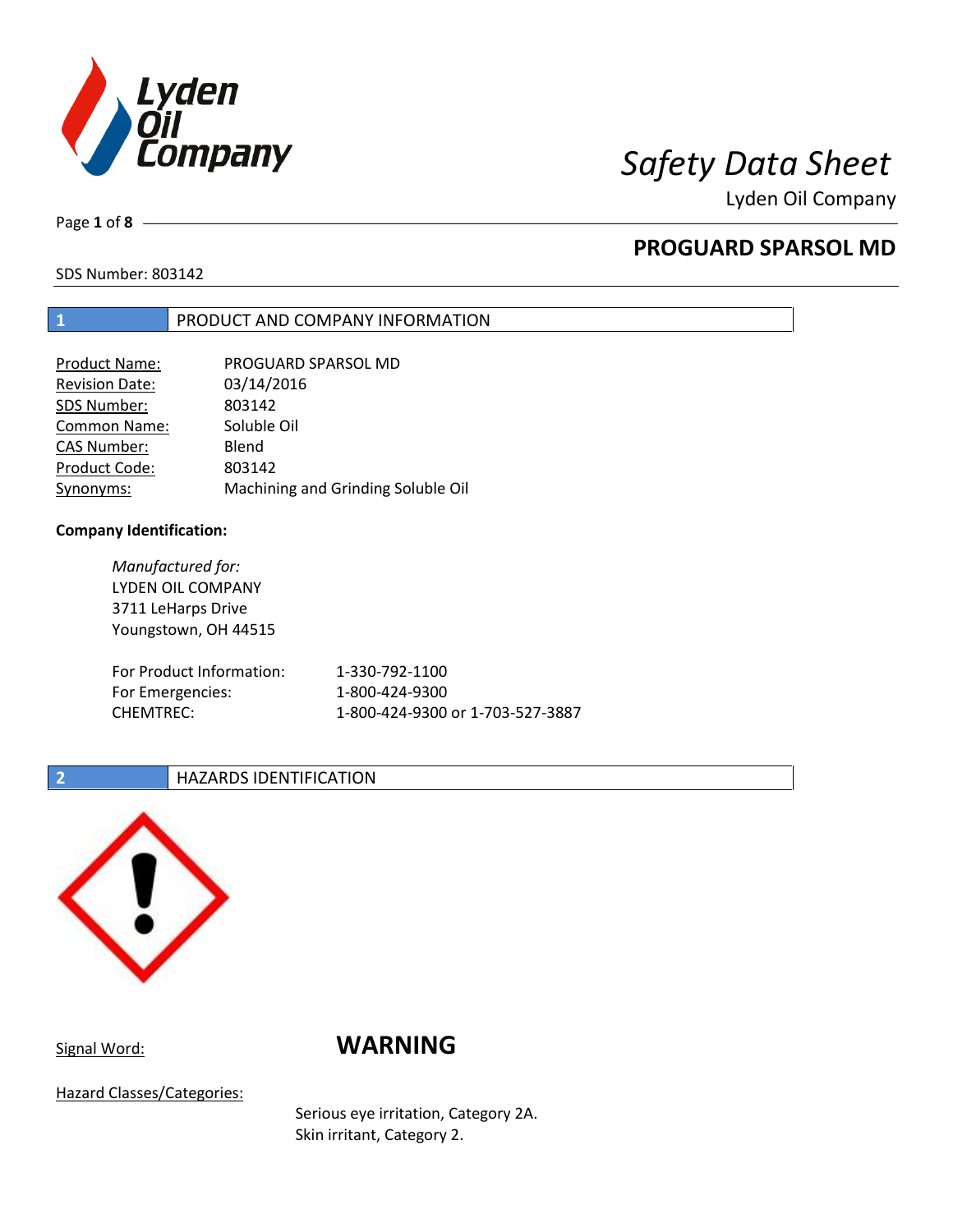# Safety Data Sheet

Lyden Oil Company

## PROGUARD SPARSOL MD

SDS Number: 803142

## 1 PRODUCT AND COMPANY INFORMATION

| | |
|---|---|
| Product Name: | PROGUARD SPARSOL MD |
| Revision Date: | 03/14/2016 |
| SDS Number: | 803142 |
| Common Name: | Soluble Oil |
| CAS Number: | Blend |
| Product Code: | 803142 |
| Synonyms: | Machining and Grinding Soluble Oil |

**Company Identification:**

*Manufactured for:*
LYDEN OIL COMPANY
3711 LeHarps Drive
Youngstown, OH 44515

| | |
|---|---|
| For Product Information: | 1-330-792-1100 |
| For Emergencies: | 1-800-424-9300 |
| CHEMTREC: | 1-800-424-9300 or 1-703-527-3887 |

## 2 HAZARDS IDENTIFICATION

Signal Word: **WARNING**

Hazard Classes/Categories:

Serious eye irritation, Category 2A.
Skin irritant, Category 2.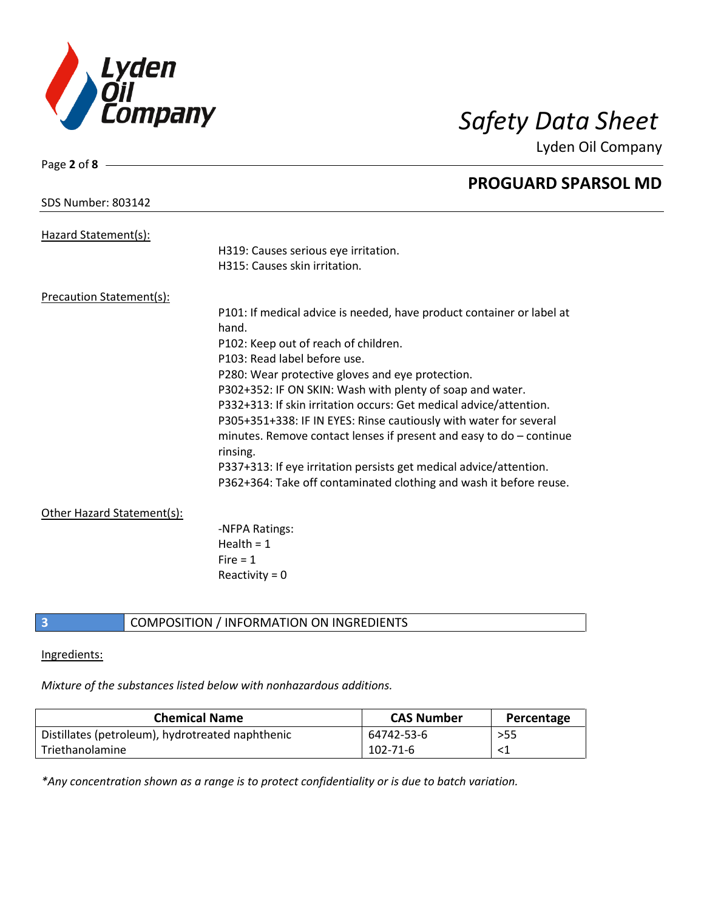Hazard Statement(s):

H319: Causes serious eye irritation.
H315: Causes skin irritation.

Precaution Statement(s):

P101: If medical advice is needed, have product container or label at hand.
P102: Keep out of reach of children.
P103: Read label before use.
P280: Wear protective gloves and eye protection.
P302+352: IF ON SKIN: Wash with plenty of soap and water.
P332+313: If skin irritation occurs: Get medical advice/attention.
P305+351+338: IF IN EYES: Rinse cautiously with water for several minutes. Remove contact lenses if present and easy to do – continue rinsing.
P337+313: If eye irritation persists get medical advice/attention.
P362+364: Take off contaminated clothing and wash it before reuse.

Other Hazard Statement(s):

-NFPA Ratings:
Health = 1
Fire = 1
Reactivity = 0

## 3 COMPOSITION / INFORMATION ON INGREDIENTS

Ingredients:

*Mixture of the substances listed below with nonhazardous additions.*

| Chemical Name | CAS Number | Percentage |
|---|---|---|
| Distillates (petroleum), hydrotreated naphthenic | 64742-53-6 | >55 |
| Triethanolamine | 102-71-6 | <1 |

*\*Any concentration shown as a range is to protect confidentiality or is due to batch variation.*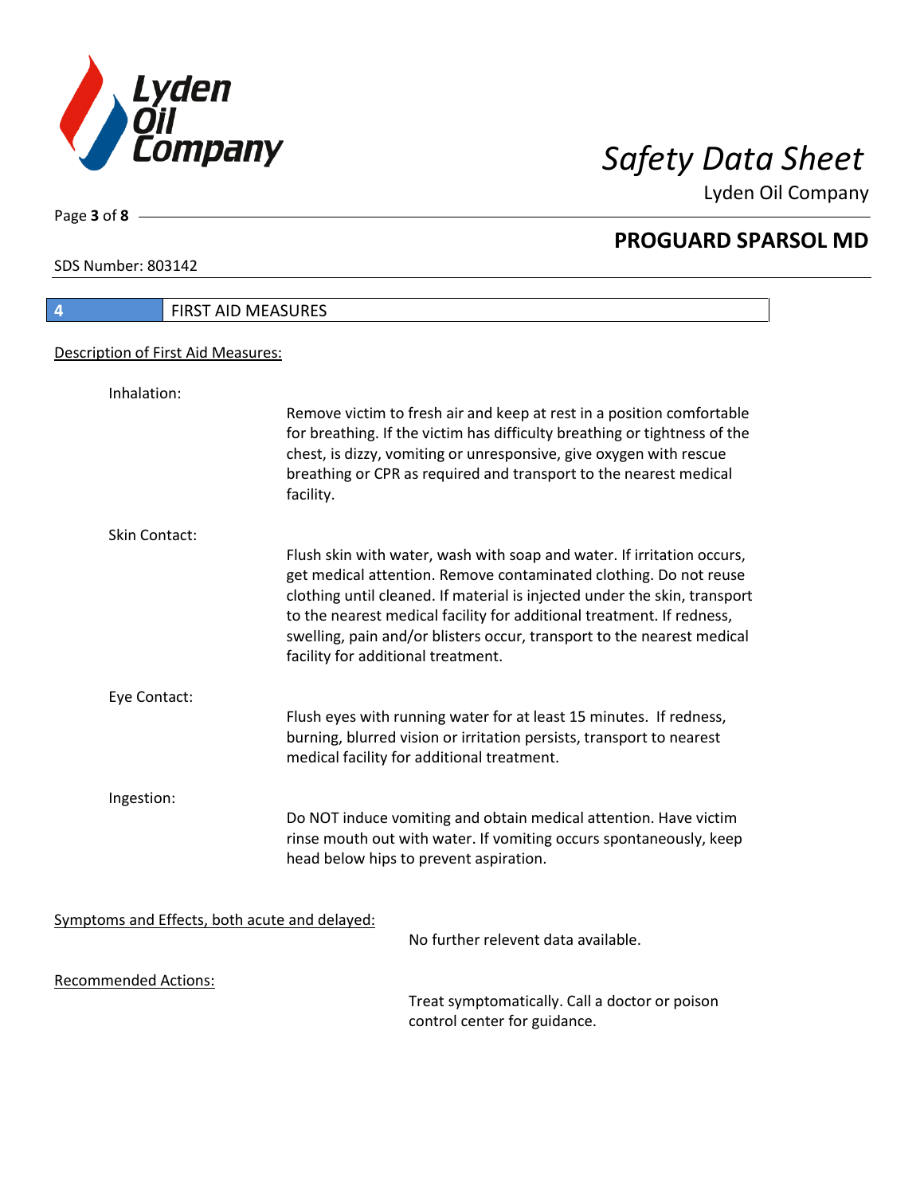## 4 FIRST AID MEASURES

Description of First Aid Measures:

**Inhalation:**

Remove victim to fresh air and keep at rest in a position comfortable for breathing. If the victim has difficulty breathing or tightness of the chest, is dizzy, vomiting or unresponsive, give oxygen with rescue breathing or CPR as required and transport to the nearest medical facility.

**Skin Contact:**

Flush skin with water, wash with soap and water. If irritation occurs, get medical attention. Remove contaminated clothing. Do not reuse clothing until cleaned. If material is injected under the skin, transport to the nearest medical facility for additional treatment. If redness, swelling, pain and/or blisters occur, transport to the nearest medical facility for additional treatment.

**Eye Contact:**

Flush eyes with running water for at least 15 minutes. If redness, burning, blurred vision or irritation persists, transport to nearest medical facility for additional treatment.

**Ingestion:**

Do NOT induce vomiting and obtain medical attention. Have victim rinse mouth out with water. If vomiting occurs spontaneously, keep head below hips to prevent aspiration.

Symptoms and Effects, both acute and delayed:

No further relevent data available.

Recommended Actions:

Treat symptomatically. Call a doctor or poison control center for guidance.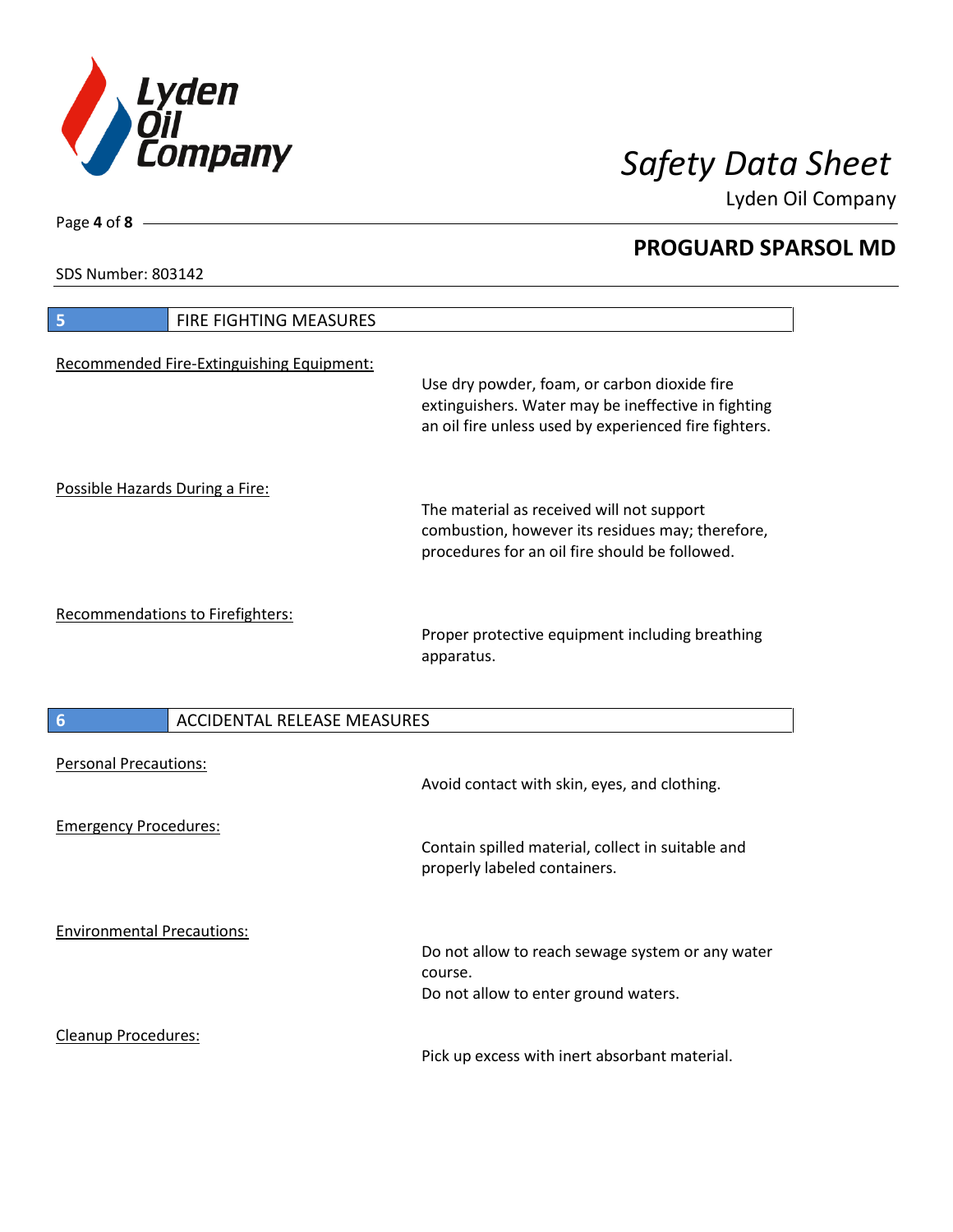## 5 FIRE FIGHTING MEASURES

Recommended Fire-Extinguishing Equipment:

Use dry powder, foam, or carbon dioxide fire extinguishers. Water may be ineffective in fighting an oil fire unless used by experienced fire fighters.

Possible Hazards During a Fire:

The material as received will not support combustion, however its residues may; therefore, procedures for an oil fire should be followed.

Recommendations to Firefighters:

Proper protective equipment including breathing apparatus.

## 6 ACCIDENTAL RELEASE MEASURES

Personal Precautions:

Avoid contact with skin, eyes, and clothing.

Emergency Procedures:

Contain spilled material, collect in suitable and properly labeled containers.

Environmental Precautions:

Do not allow to reach sewage system or any water course.
Do not allow to enter ground waters.

Cleanup Procedures:

Pick up excess with inert absorbant material.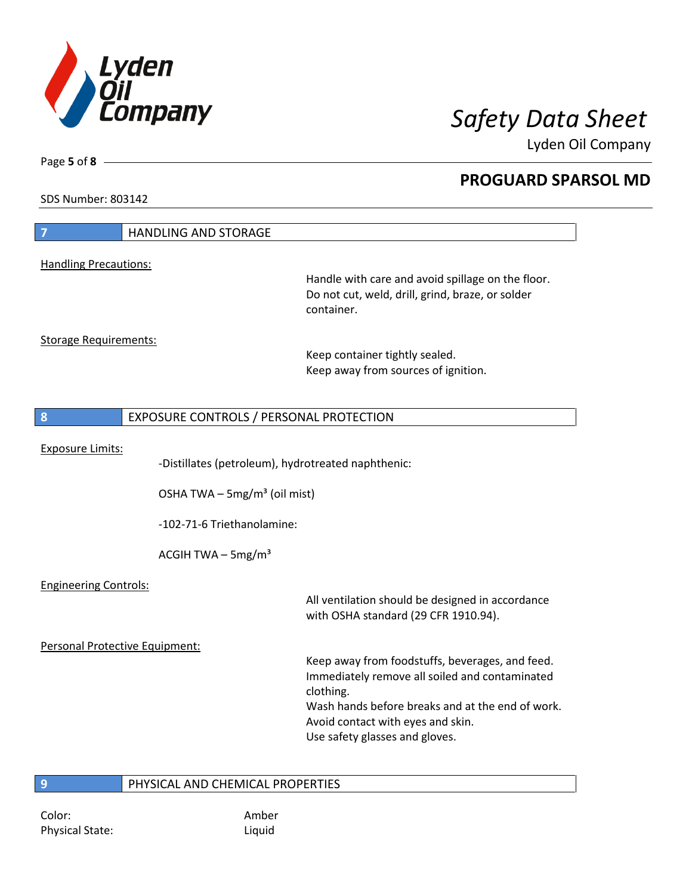## 7 HANDLING AND STORAGE

Handling Precautions:

Handle with care and avoid spillage on the floor.
Do not cut, weld, drill, grind, braze, or solder container.

Storage Requirements:

Keep container tightly sealed.
Keep away from sources of ignition.

## 8 EXPOSURE CONTROLS / PERSONAL PROTECTION

Exposure Limits:

-Distillates (petroleum), hydrotreated naphthenic:

OSHA TWA – 5mg/m³ (oil mist)

-102-71-6 Triethanolamine:

ACGIH TWA – 5mg/m³

Engineering Controls:

All ventilation should be designed in accordance with OSHA standard (29 CFR 1910.94).

Personal Protective Equipment:

Keep away from foodstuffs, beverages, and feed.
Immediately remove all soiled and contaminated clothing.
Wash hands before breaks and at the end of work.
Avoid contact with eyes and skin.
Use safety glasses and gloves.

## 9 PHYSICAL AND CHEMICAL PROPERTIES

Color: Amber
Physical State: Liquid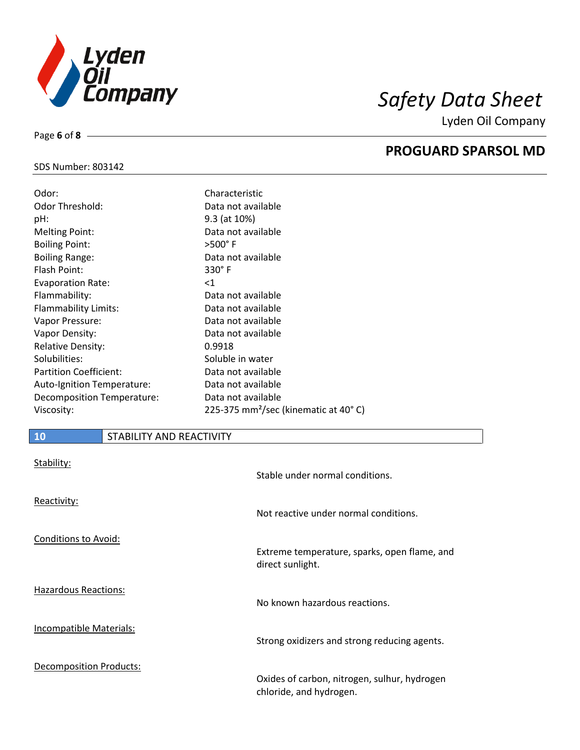| | |
|---|---|
| Odor: | Characteristic |
| Odor Threshold: | Data not available |
| pH: | 9.3 (at 10%) |
| Melting Point: | Data not available |
| Boiling Point: | >500° F |
| Boiling Range: | Data not available |
| Flash Point: | 330° F |
| Evaporation Rate: | <1 |
| Flammability: | Data not available |
| Flammability Limits: | Data not available |
| Vapor Pressure: | Data not available |
| Vapor Density: | Data not available |
| Relative Density: | 0.9918 |
| Solubilities: | Soluble in water |
| Partition Coefficient: | Data not available |
| Auto-Ignition Temperature: | Data not available |
| Decomposition Temperature: | Data not available |
| Viscosity: | 225-375 $mm^2$/sec (kinematic at 40° C) |

## 10 STABILITY AND REACTIVITY

**Stability:**

Stable under normal conditions.

**Reactivity:**

Not reactive under normal conditions.

**Conditions to Avoid:**

Extreme temperature, sparks, open flame, and direct sunlight.

**Hazardous Reactions:**

No known hazardous reactions.

**Incompatible Materials:**

Strong oxidizers and strong reducing agents.

**Decomposition Products:**

Oxides of carbon, nitrogen, sulhur, hydrogen chloride, and hydrogen.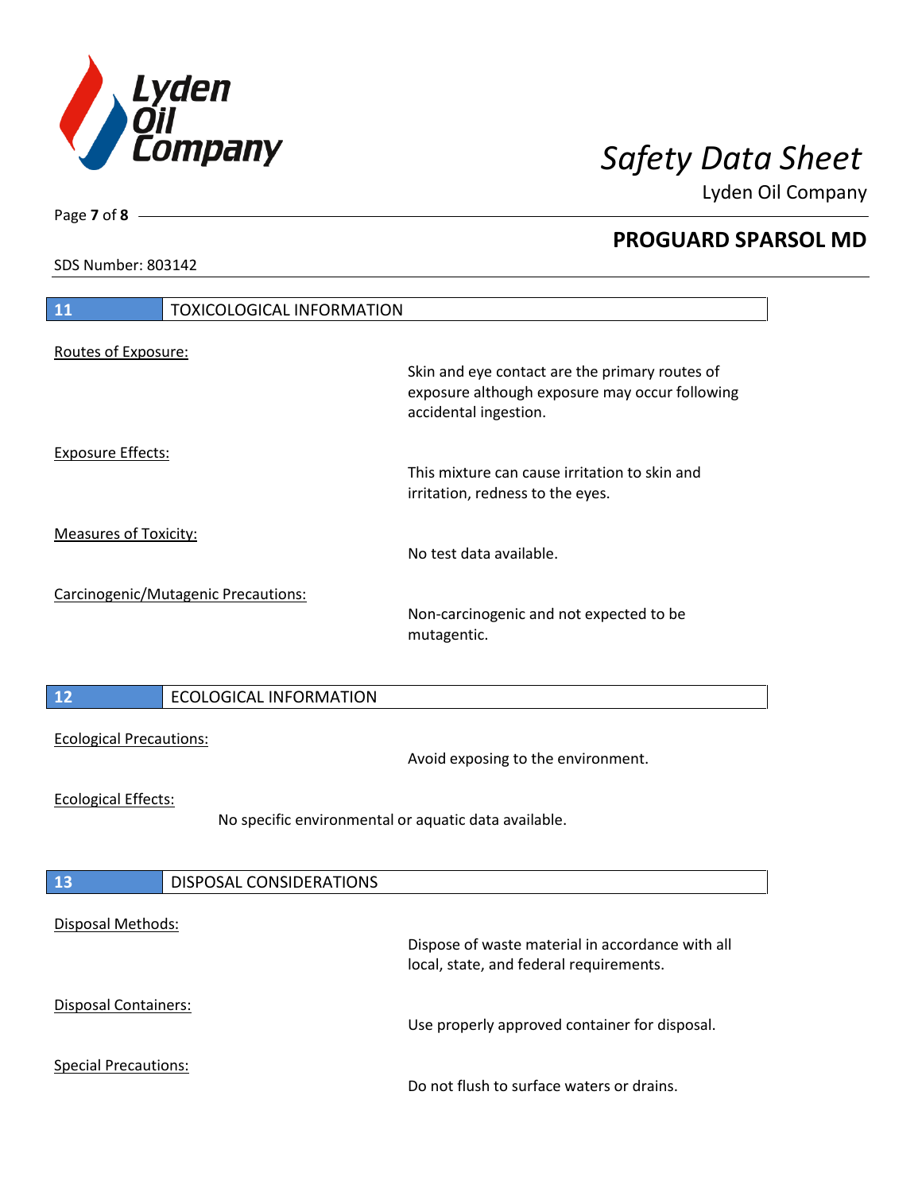## 11 TOXICOLOGICAL INFORMATION

Routes of Exposure:

Skin and eye contact are the primary routes of exposure although exposure may occur following accidental ingestion.

Exposure Effects:

This mixture can cause irritation to skin and irritation, redness to the eyes.

Measures of Toxicity:

No test data available.

Carcinogenic/Mutagenic Precautions:

Non-carcinogenic and not expected to be mutagentic.

## 12 ECOLOGICAL INFORMATION

Ecological Precautions:

Avoid exposing to the environment.

Ecological Effects:

No specific environmental or aquatic data available.

## 13 DISPOSAL CONSIDERATIONS

Disposal Methods:

Dispose of waste material in accordance with all local, state, and federal requirements.

Disposal Containers:

Use properly approved container for disposal.

Special Precautions:

Do not flush to surface waters or drains.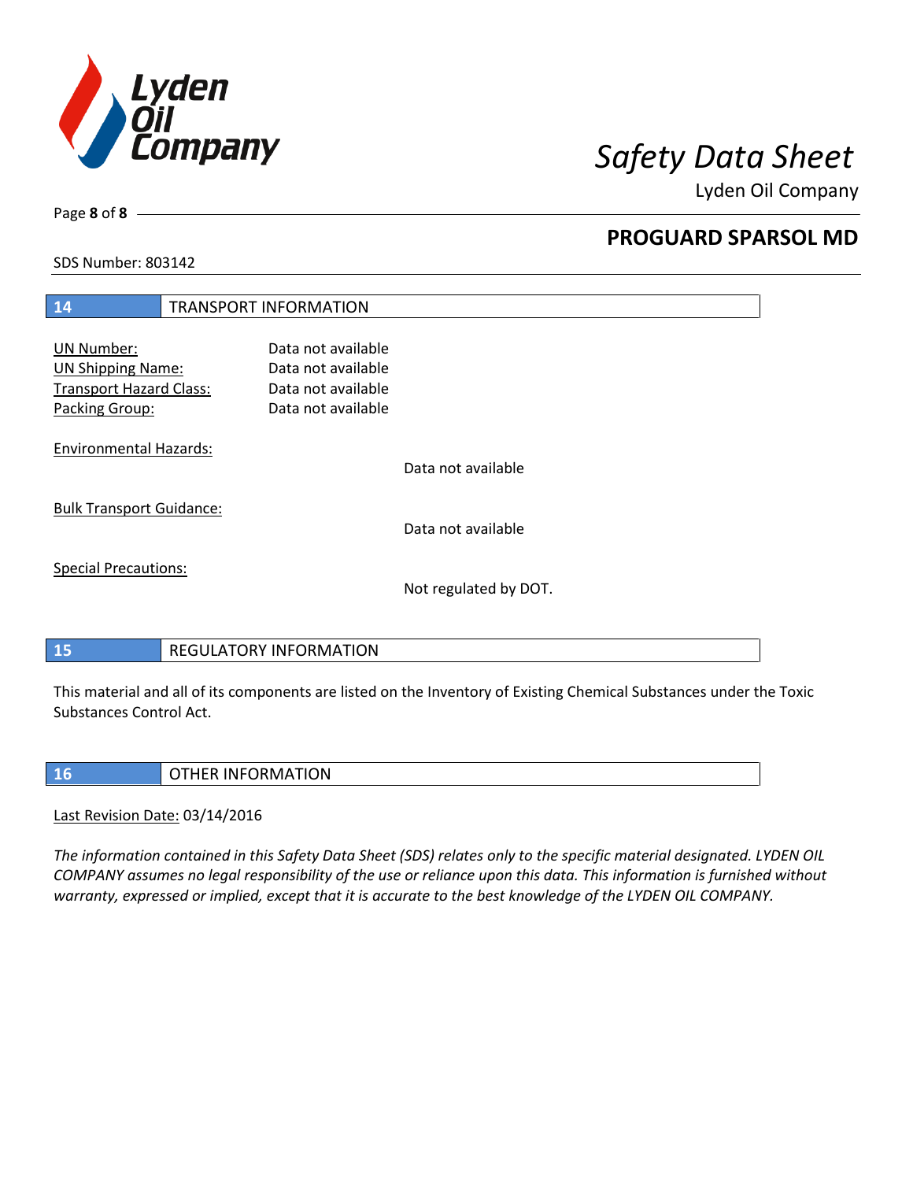## 14 TRANSPORT INFORMATION

| | |
|---|---|
| UN Number: | Data not available |
| UN Shipping Name: | Data not available |
| Transport Hazard Class: | Data not available |
| Packing Group: | Data not available |

Environmental Hazards:

Data not available

Bulk Transport Guidance:

Data not available

Special Precautions:

Not regulated by DOT.

## 15 REGULATORY INFORMATION

This material and all of its components are listed on the Inventory of Existing Chemical Substances under the Toxic Substances Control Act.

## 16 OTHER INFORMATION

Last Revision Date: 03/14/2016

*The information contained in this Safety Data Sheet (SDS) relates only to the specific material designated. LYDEN OIL COMPANY assumes no legal responsibility of the use or reliance upon this data. This information is furnished without warranty, expressed or implied, except that it is accurate to the best knowledge of the LYDEN OIL COMPANY.*